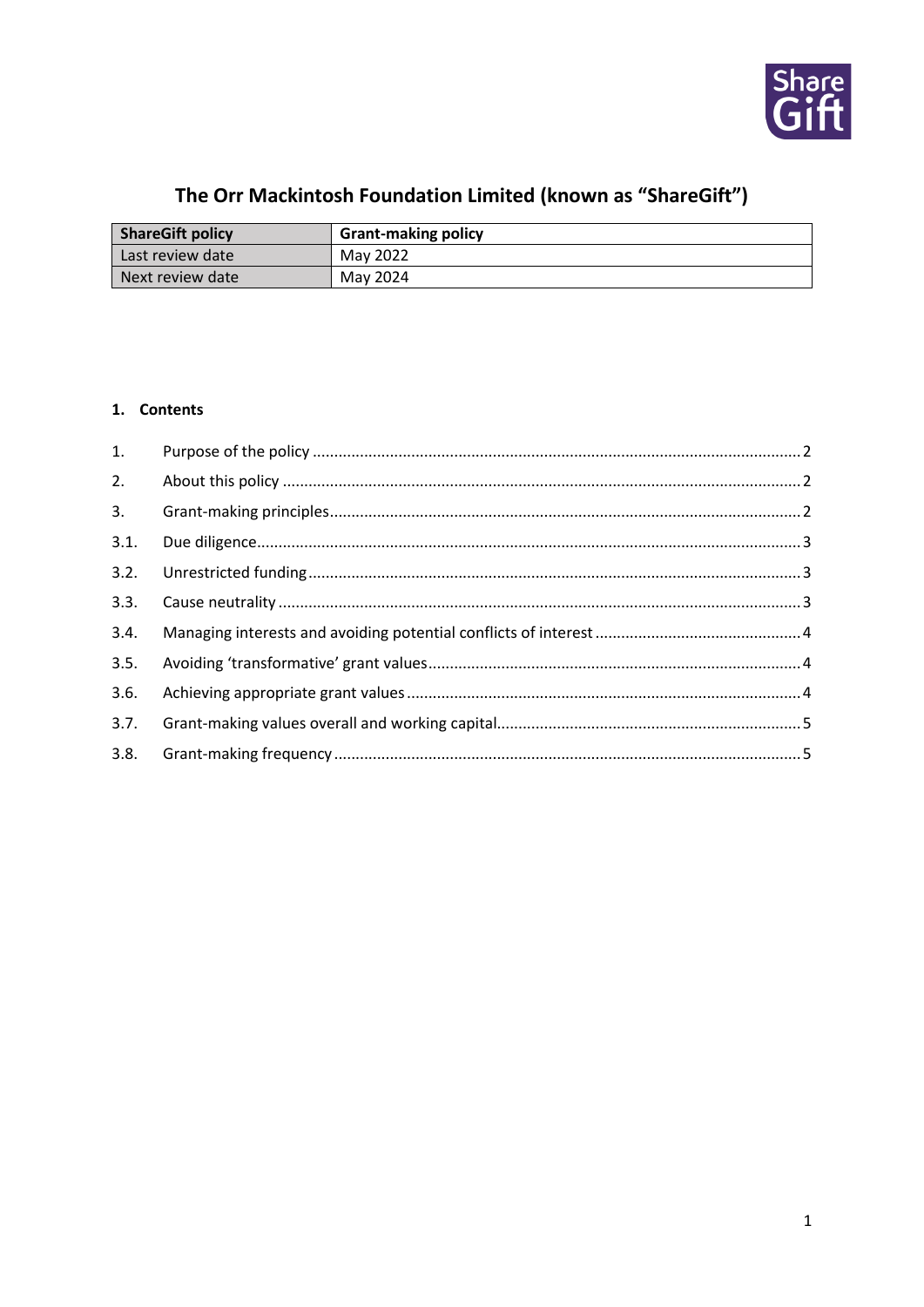# The Orr Mackintosh Foundation Limited (known as "ShareGift")

| ShareGift policy | Grant-making policy |
|---|---|
| Last review date | May 2022 |
| Next review date | May 2024 |

## 1. Contents

1. Purpose of the policy ........ 2
2. About this policy ........ 2
3. Grant-making principles ........ 2

3.1. Due diligence ........ 3

3.2. Unrestricted funding ........ 3

3.3. Cause neutrality ........ 3

3.4. Managing interests and avoiding potential conflicts of interest ........ 4

3.5. Avoiding 'transformative' grant values ........ 4

3.6. Achieving appropriate grant values ........ 4

3.7. Grant-making values overall and working capital ........ 5

3.8. Grant-making frequency ........ 5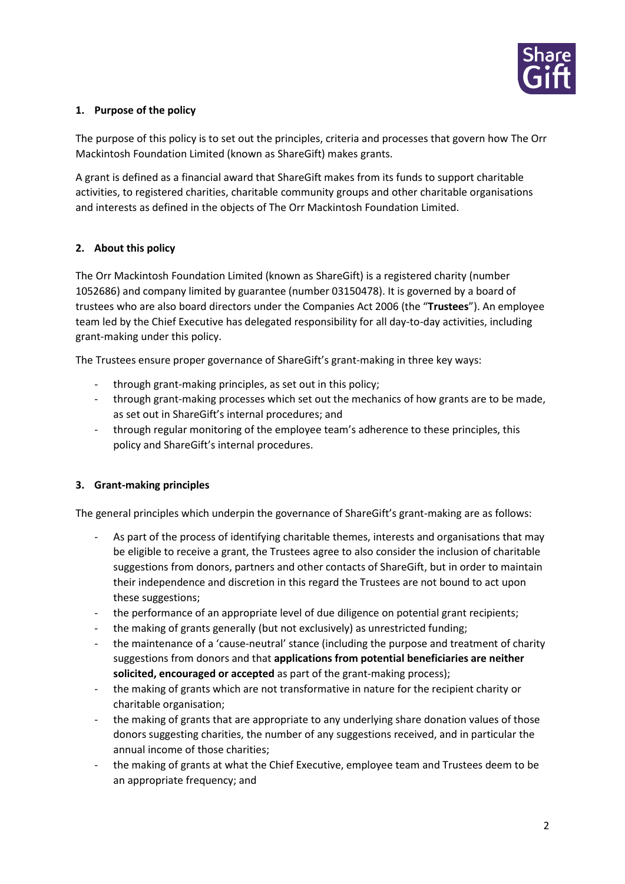## 1. Purpose of the policy

The purpose of this policy is to set out the principles, criteria and processes that govern how The Orr Mackintosh Foundation Limited (known as ShareGift) makes grants.

A grant is defined as a financial award that ShareGift makes from its funds to support charitable activities, to registered charities, charitable community groups and other charitable organisations and interests as defined in the objects of The Orr Mackintosh Foundation Limited.

## 2. About this policy

The Orr Mackintosh Foundation Limited (known as ShareGift) is a registered charity (number 1052686) and company limited by guarantee (number 03150478). It is governed by a board of trustees who are also board directors under the Companies Act 2006 (the "**Trustees**"). An employee team led by the Chief Executive has delegated responsibility for all day-to-day activities, including grant-making under this policy.

The Trustees ensure proper governance of ShareGift's grant-making in three key ways:

- through grant-making principles, as set out in this policy;
- through grant-making processes which set out the mechanics of how grants are to be made, as set out in ShareGift's internal procedures; and
- through regular monitoring of the employee team's adherence to these principles, this policy and ShareGift's internal procedures.

## 3. Grant-making principles

The general principles which underpin the governance of ShareGift's grant-making are as follows:

- As part of the process of identifying charitable themes, interests and organisations that may be eligible to receive a grant, the Trustees agree to also consider the inclusion of charitable suggestions from donors, partners and other contacts of ShareGift, but in order to maintain their independence and discretion in this regard the Trustees are not bound to act upon these suggestions;
- the performance of an appropriate level of due diligence on potential grant recipients;
- the making of grants generally (but not exclusively) as unrestricted funding;
- the maintenance of a 'cause-neutral' stance (including the purpose and treatment of charity suggestions from donors and that **applications from potential beneficiaries are neither solicited, encouraged or accepted** as part of the grant-making process);
- the making of grants which are not transformative in nature for the recipient charity or charitable organisation;
- the making of grants that are appropriate to any underlying share donation values of those donors suggesting charities, the number of any suggestions received, and in particular the annual income of those charities;
- the making of grants at what the Chief Executive, employee team and Trustees deem to be an appropriate frequency; and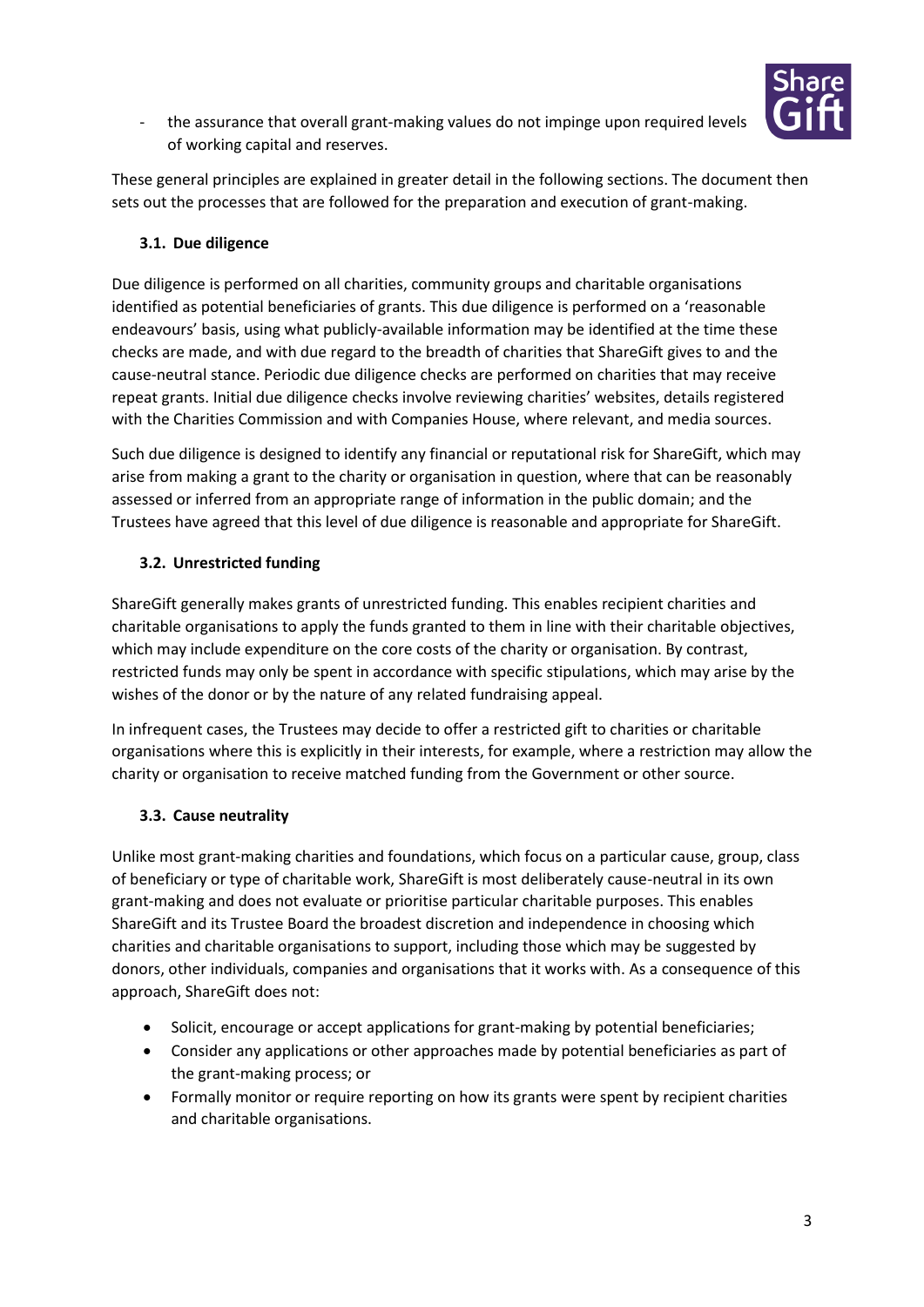- the assurance that overall grant-making values do not impinge upon required levels of working capital and reserves.

These general principles are explained in greater detail in the following sections. The document then sets out the processes that are followed for the preparation and execution of grant-making.

### 3.1. Due diligence

Due diligence is performed on all charities, community groups and charitable organisations identified as potential beneficiaries of grants. This due diligence is performed on a 'reasonable endeavours' basis, using what publicly-available information may be identified at the time these checks are made, and with due regard to the breadth of charities that ShareGift gives to and the cause-neutral stance. Periodic due diligence checks are performed on charities that may receive repeat grants. Initial due diligence checks involve reviewing charities' websites, details registered with the Charities Commission and with Companies House, where relevant, and media sources.

Such due diligence is designed to identify any financial or reputational risk for ShareGift, which may arise from making a grant to the charity or organisation in question, where that can be reasonably assessed or inferred from an appropriate range of information in the public domain; and the Trustees have agreed that this level of due diligence is reasonable and appropriate for ShareGift.

### 3.2. Unrestricted funding

ShareGift generally makes grants of unrestricted funding. This enables recipient charities and charitable organisations to apply the funds granted to them in line with their charitable objectives, which may include expenditure on the core costs of the charity or organisation. By contrast, restricted funds may only be spent in accordance with specific stipulations, which may arise by the wishes of the donor or by the nature of any related fundraising appeal.

In infrequent cases, the Trustees may decide to offer a restricted gift to charities or charitable organisations where this is explicitly in their interests, for example, where a restriction may allow the charity or organisation to receive matched funding from the Government or other source.

### 3.3. Cause neutrality

Unlike most grant-making charities and foundations, which focus on a particular cause, group, class of beneficiary or type of charitable work, ShareGift is most deliberately cause-neutral in its own grant-making and does not evaluate or prioritise particular charitable purposes. This enables ShareGift and its Trustee Board the broadest discretion and independence in choosing which charities and charitable organisations to support, including those which may be suggested by donors, other individuals, companies and organisations that it works with. As a consequence of this approach, ShareGift does not:

- Solicit, encourage or accept applications for grant-making by potential beneficiaries;
- Consider any applications or other approaches made by potential beneficiaries as part of the grant-making process; or
- Formally monitor or require reporting on how its grants were spent by recipient charities and charitable organisations.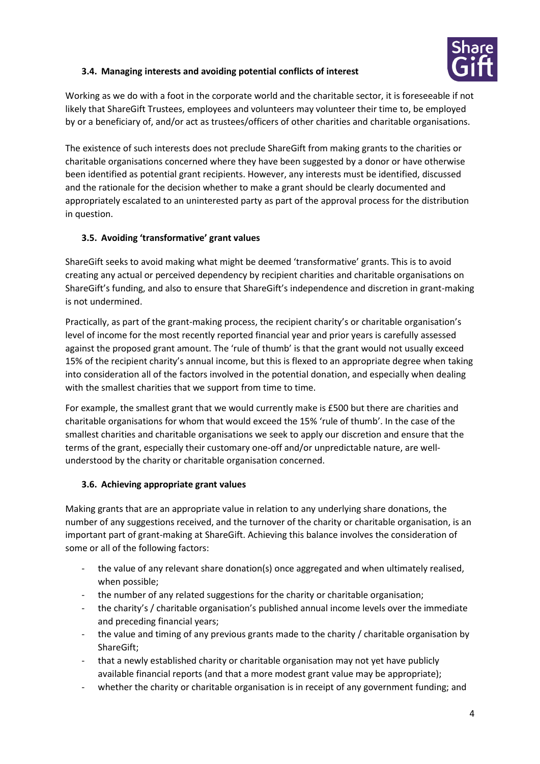### 3.4. Managing interests and avoiding potential conflicts of interest

Working as we do with a foot in the corporate world and the charitable sector, it is foreseeable if not likely that ShareGift Trustees, employees and volunteers may volunteer their time to, be employed by or a beneficiary of, and/or act as trustees/officers of other charities and charitable organisations.

The existence of such interests does not preclude ShareGift from making grants to the charities or charitable organisations concerned where they have been suggested by a donor or have otherwise been identified as potential grant recipients. However, any interests must be identified, discussed and the rationale for the decision whether to make a grant should be clearly documented and appropriately escalated to an uninterested party as part of the approval process for the distribution in question.

### 3.5. Avoiding 'transformative' grant values

ShareGift seeks to avoid making what might be deemed 'transformative' grants. This is to avoid creating any actual or perceived dependency by recipient charities and charitable organisations on ShareGift's funding, and also to ensure that ShareGift's independence and discretion in grant-making is not undermined.

Practically, as part of the grant-making process, the recipient charity's or charitable organisation's level of income for the most recently reported financial year and prior years is carefully assessed against the proposed grant amount. The 'rule of thumb' is that the grant would not usually exceed 15% of the recipient charity's annual income, but this is flexed to an appropriate degree when taking into consideration all of the factors involved in the potential donation, and especially when dealing with the smallest charities that we support from time to time.

For example, the smallest grant that we would currently make is £500 but there are charities and charitable organisations for whom that would exceed the 15% 'rule of thumb'. In the case of the smallest charities and charitable organisations we seek to apply our discretion and ensure that the terms of the grant, especially their customary one-off and/or unpredictable nature, are well-understood by the charity or charitable organisation concerned.

### 3.6. Achieving appropriate grant values

Making grants that are an appropriate value in relation to any underlying share donations, the number of any suggestions received, and the turnover of the charity or charitable organisation, is an important part of grant-making at ShareGift. Achieving this balance involves the consideration of some or all of the following factors:

- the value of any relevant share donation(s) once aggregated and when ultimately realised, when possible;
- the number of any related suggestions for the charity or charitable organisation;
- the charity's / charitable organisation's published annual income levels over the immediate and preceding financial years;
- the value and timing of any previous grants made to the charity / charitable organisation by ShareGift;
- that a newly established charity or charitable organisation may not yet have publicly available financial reports (and that a more modest grant value may be appropriate);
- whether the charity or charitable organisation is in receipt of any government funding; and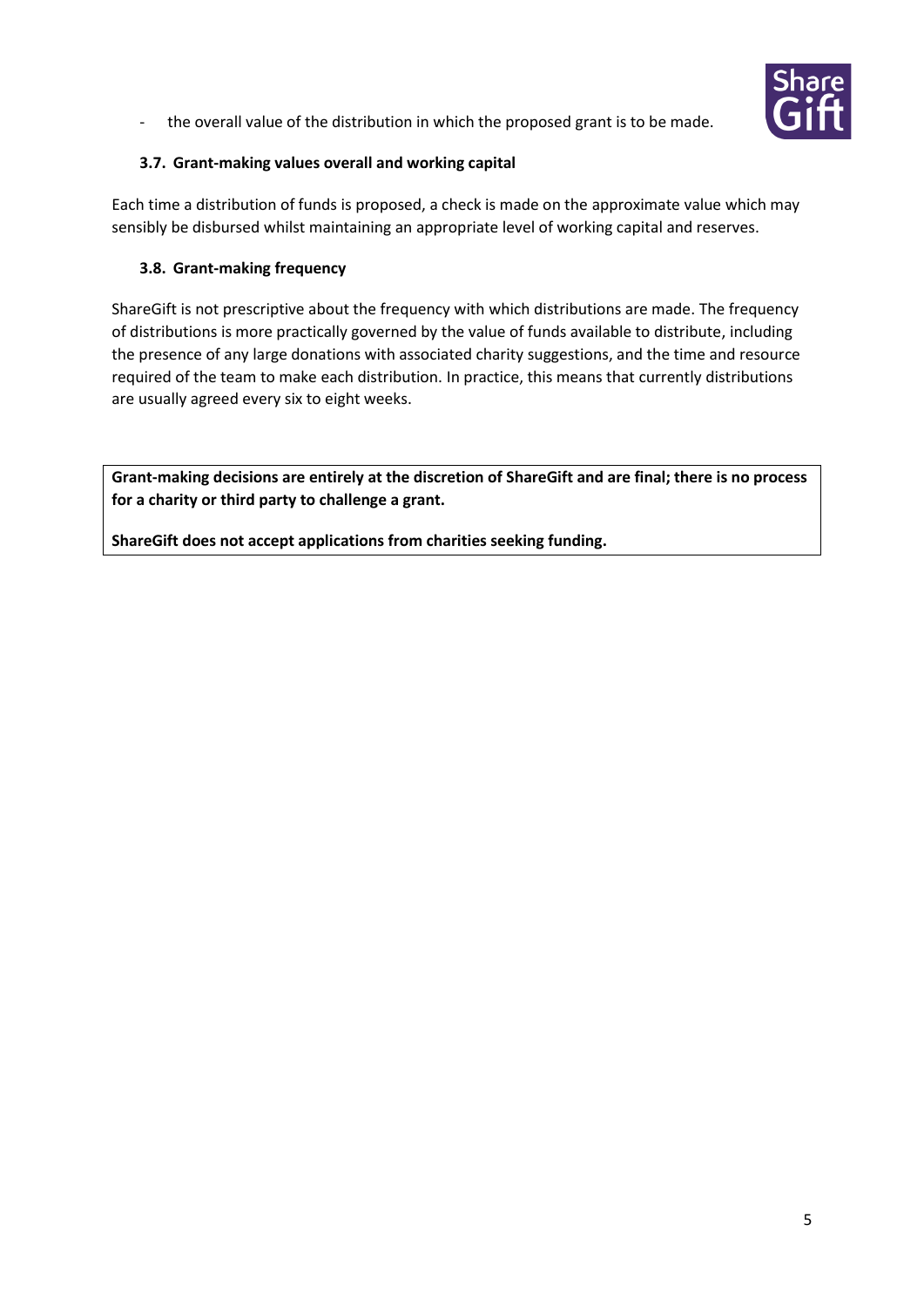- the overall value of the distribution in which the proposed grant is to be made.

### 3.7. Grant-making values overall and working capital

Each time a distribution of funds is proposed, a check is made on the approximate value which may sensibly be disbursed whilst maintaining an appropriate level of working capital and reserves.

### 3.8. Grant-making frequency

ShareGift is not prescriptive about the frequency with which distributions are made. The frequency of distributions is more practically governed by the value of funds available to distribute, including the presence of any large donations with associated charity suggestions, and the time and resource required of the team to make each distribution. In practice, this means that currently distributions are usually agreed every six to eight weeks.

**Grant-making decisions are entirely at the discretion of ShareGift and are final; there is no process for a charity or third party to challenge a grant.**

**ShareGift does not accept applications from charities seeking funding.**